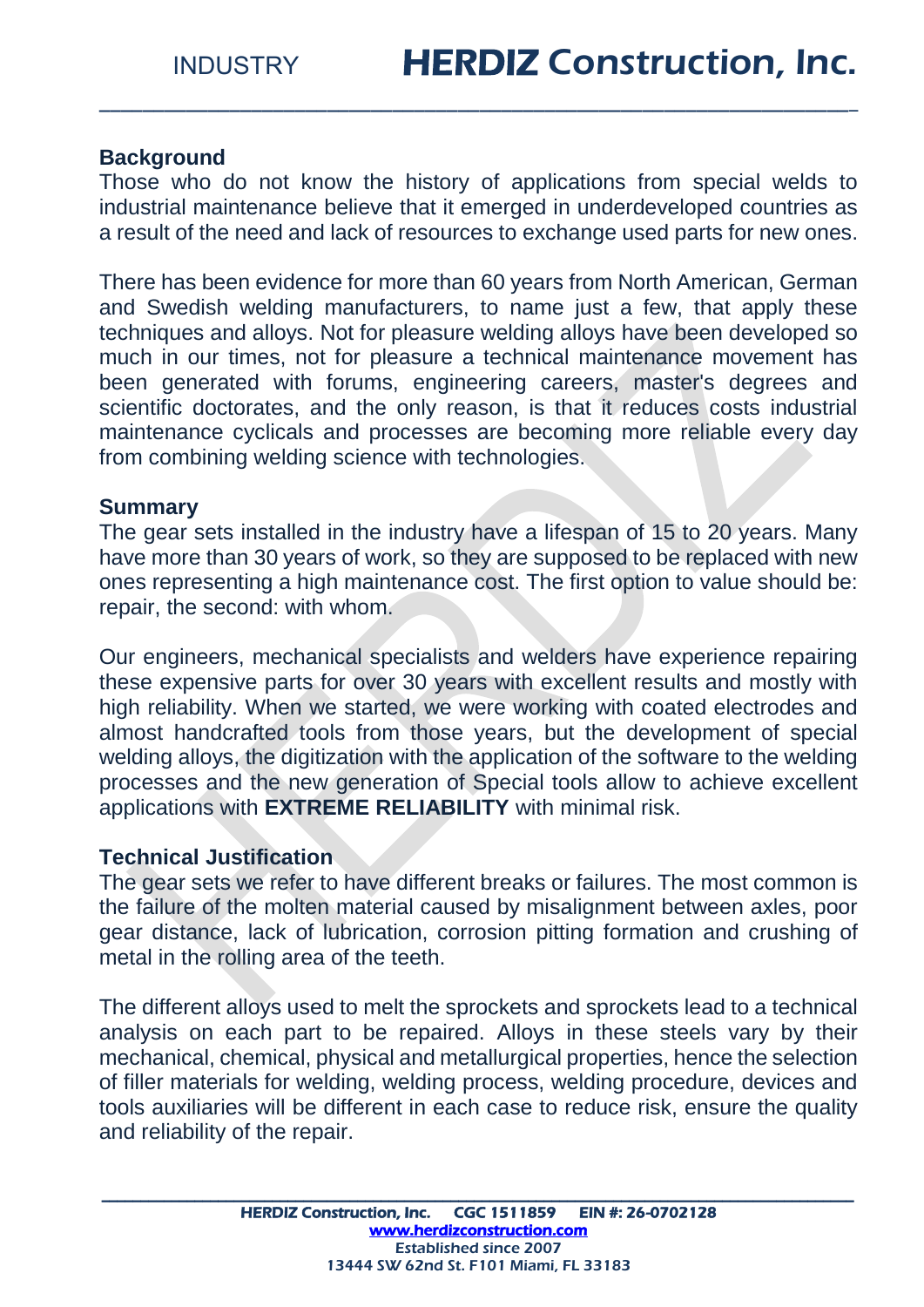## Background

Those who do not know the history of applications from special welds to industrial maintenance believe that it emerged in underdeveloped countries as a result of the need and lack of resources to exchange used parts for new ones.

There has been evidence for more than 60 years from North American, German and Swedish welding manufacturers, to name just a few, that apply these techniques and alloys. Not for pleasure welding alloys have been developed so much in our times, not for pleasure a technical maintenance movement has been generated with forums, engineering careers, master's degrees and scientific doctorates, and the only reason, is that it reduces costs industrial maintenance cyclicals and processes are becoming more reliable every day from combining welding science with technologies.

## Summary

The gear sets installed in the industry have a lifespan of 15 to 20 years. Many have more than 30 years of work, so they are supposed to be replaced with new ones representing a high maintenance cost. The first option to value should be: repair, the second: with whom.

Our engineers, mechanical specialists and welders have experience repairing these expensive parts for over 30 years with excellent results and mostly with high reliability. When we started, we were working with coated electrodes and almost handcrafted tools from those years, but the development of special welding alloys, the digitization with the application of the software to the welding processes and the new generation of Special tools allow to achieve excellent applications with **EXTREME RELIABILITY** with minimal risk.

## Technical Justification

The gear sets we refer to have different breaks or failures. The most common is the failure of the molten material caused by misalignment between axles, poor gear distance, lack of lubrication, corrosion pitting formation and crushing of metal in the rolling area of the teeth.

The different alloys used to melt the sprockets and sprockets lead to a technical analysis on each part to be repaired. Alloys in these steels vary by their mechanical, chemical, physical and metallurgical properties, hence the selection of filler materials for welding, welding process, welding procedure, devices and tools auxiliaries will be different in each case to reduce risk, ensure the quality and reliability of the repair.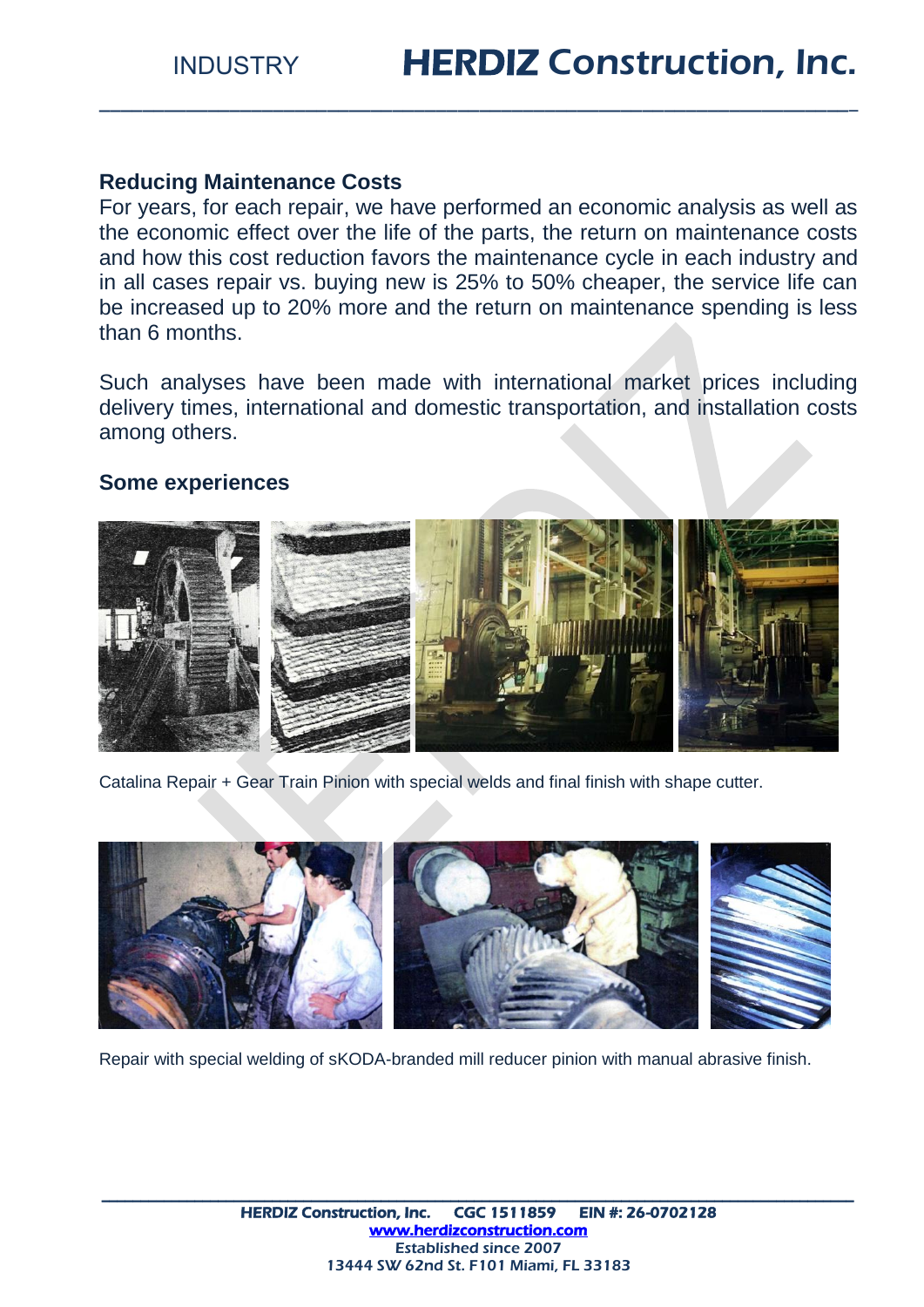## Reducing Maintenance Costs

For years, for each repair, we have performed an economic analysis as well as the economic effect over the life of the parts, the return on maintenance costs and how this cost reduction favors the maintenance cycle in each industry and in all cases repair vs. buying new is 25% to 50% cheaper, the service life can be increased up to 20% more and the return on maintenance spending is less than 6 months.

Such analyses have been made with international market prices including delivery times, international and domestic transportation, and installation costs among others.

## Some experiences

Catalina Repair + Gear Train Pinion with special welds and final finish with shape cutter.

Repair with special welding of sKODA-branded mill reducer pinion with manual abrasive finish.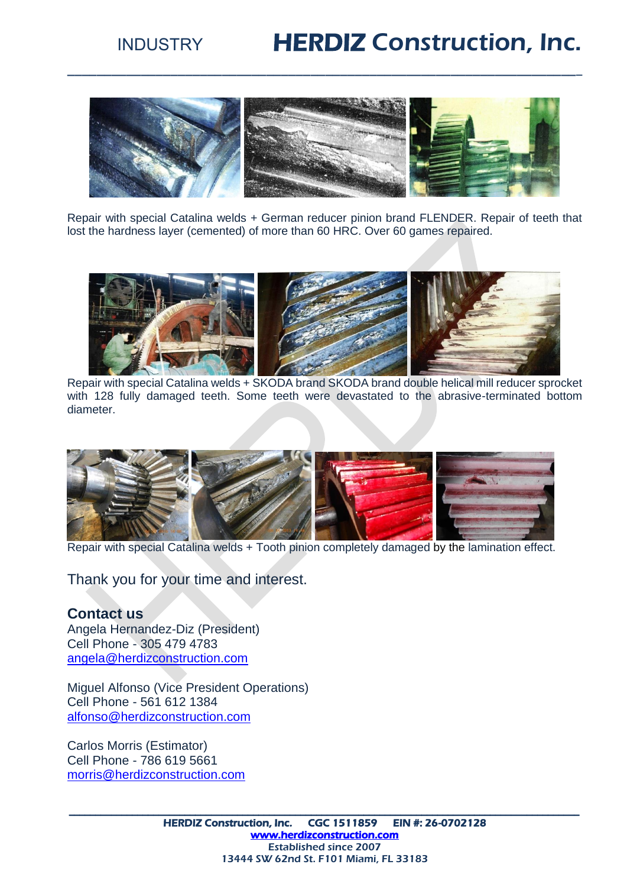Repair with special Catalina welds + German reducer pinion brand FLENDER. Repair of teeth that lost the hardness layer (cemented) of more than 60 HRC. Over 60 games repaired.

Repair with special Catalina welds + SKODA brand SKODA brand double helical mill reducer sprocket with 128 fully damaged teeth. Some teeth were devastated to the abrasive-terminated bottom diameter.

Repair with special Catalina welds + Tooth pinion completely damaged by the lamination effect.

Thank you for your time and interest.

**Contact us**

Angela Hernandez-Diz (President)
Cell Phone - 305 479 4783
angela@herdizconstruction.com

Miguel Alfonso (Vice President Operations)
Cell Phone - 561 612 1384
alfonso@herdizconstruction.com

Carlos Morris (Estimator)
Cell Phone - 786 619 5661
morris@herdizconstruction.com